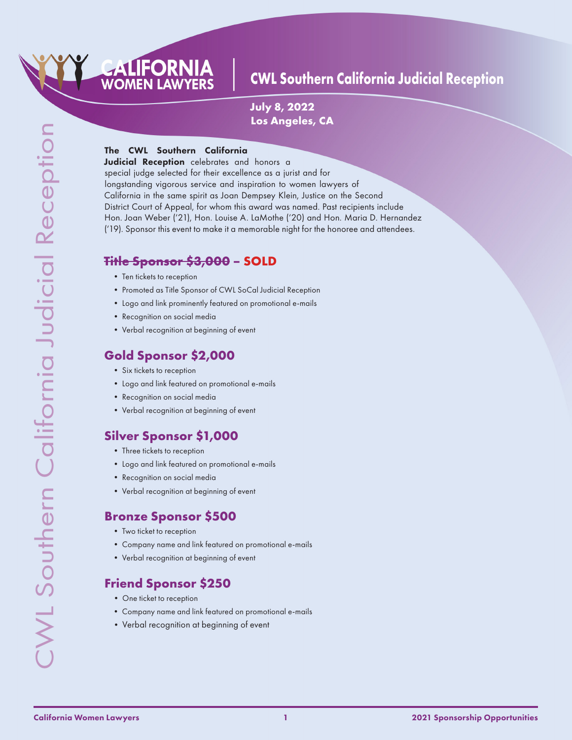# CALIFORNIA WOMEN LAWYERS

# CWL Southern California Judicial Reception

**July 8, 2022**
**Los Angeles, CA**

**The CWL Southern California Judicial Reception** celebrates and honors a special judge selected for their excellence as a jurist and for longstanding vigorous service and inspiration to women lawyers of California in the same spirit as Joan Dempsey Klein, Justice on the Second District Court of Appeal, for whom this award was named. Past recipients include Hon. Joan Weber ('21), Hon. Louise A. LaMothe ('20) and Hon. Maria D. Hernandez ('19). Sponsor this event to make it a memorable night for the honoree and attendees.

## ~~Title Sponsor $3,000~~ – SOLD

- Ten tickets to reception
- Promoted as Title Sponsor of CWL SoCal Judicial Reception
- Logo and link prominently featured on promotional e-mails
- Recognition on social media
- Verbal recognition at beginning of event

## Gold Sponsor $2,000

- Six tickets to reception
- Logo and link featured on promotional e-mails
- Recognition on social media
- Verbal recognition at beginning of event

## Silver Sponsor $1,000

- Three tickets to reception
- Logo and link featured on promotional e-mails
- Recognition on social media
- Verbal recognition at beginning of event

## Bronze Sponsor $500

- Two ticket to reception
- Company name and link featured on promotional e-mails
- Verbal recognition at beginning of event

## Friend Sponsor $250

- One ticket to reception
- Company name and link featured on promotional e-mails
- Verbal recognition at beginning of event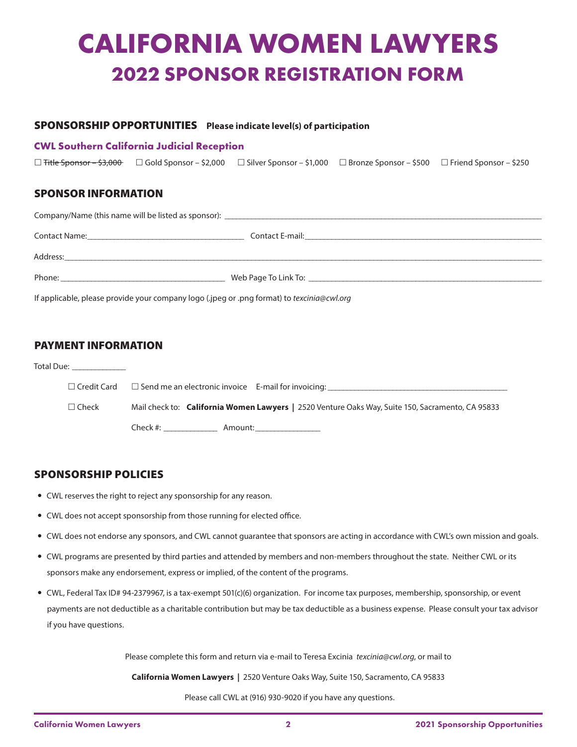# CALIFORNIA WOMEN LAWYERS
## 2022 SPONSOR REGISTRATION FORM

### SPONSORSHIP OPPORTUNITIES **Please indicate level(s) of participation**

#### CWL Southern California Judicial Reception

☐ ~~Title Sponsor – $3,000~~ ☐ Gold Sponsor – $2,000 ☐ Silver Sponsor – $1,000 ☐ Bronze Sponsor – $500 ☐ Friend Sponsor – $250

### SPONSOR INFORMATION

Company/Name (this name will be listed as sponsor): ______________________________

Contact Name: ______________________________ Contact E-mail: ______________________________

Address: ______________________________

Phone: ______________________________ Web Page To Link To: ______________________________

If applicable, please provide your company logo (.jpeg or .png format) to *texcinia@cwl.org*

### PAYMENT INFORMATION

Total Due: ____________

☐ Credit Card ☐ Send me an electronic invoice E-mail for invoicing: ______________________________

☐ Check Mail check to: **California Women Lawyers |** 2520 Venture Oaks Way, Suite 150, Sacramento, CA 95833

Check #: ____________ Amount: ______________

### SPONSORSHIP POLICIES

- CWL reserves the right to reject any sponsorship for any reason.
- CWL does not accept sponsorship from those running for elected office.
- CWL does not endorse any sponsors, and CWL cannot guarantee that sponsors are acting in accordance with CWL's own mission and goals.
- CWL programs are presented by third parties and attended by members and non-members throughout the state. Neither CWL or its sponsors make any endorsement, express or implied, of the content of the programs.
- CWL, Federal Tax ID# 94-2379967, is a tax-exempt 501(c)(6) organization. For income tax purposes, membership, sponsorship, or event payments are not deductible as a charitable contribution but may be tax deductible as a business expense. Please consult your tax advisor if you have questions.

Please complete this form and return via e-mail to Teresa Excinia *texcinia@cwl.org*, or mail to

**California Women Lawyers |** 2520 Venture Oaks Way, Suite 150, Sacramento, CA 95833

Please call CWL at (916) 930-9020 if you have any questions.